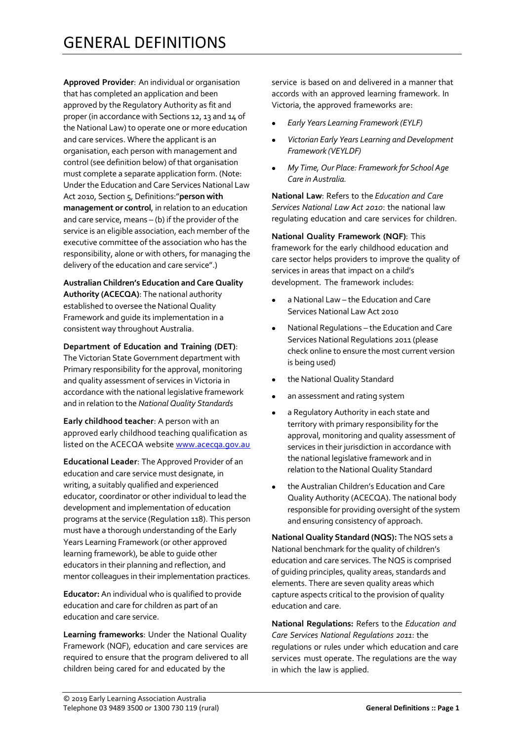# GENERAL DEFINITIONS

**Approved Provider**: An individual or organisation that has completed an application and been approved by the Regulatory Authority as fit and proper (in accordance with Sections 12, 13 and 14 of the National Law) to operate one or more education and care services. Where the applicant is an organisation, each person with management and control (see definition below) of that organisation must complete a separate application form. (Note: Under the Education and Care Services National Law Act 2010, Section 5, Definitions:"**person with management or control**, in relation to an education and care service, means – (b) if the provider of the service is an eligible association, each member of the executive committee of the association who has the responsibility, alone or with others, for managing the delivery of the education and care service".)

**Australian Children's Education and Care Quality Authority (ACECQA)**: The national authority established to oversee the National Quality Framework and guide its implementation in a consistent way throughout Australia.

**Department of Education and Training (DET)**: The Victorian State Government department with Primary responsibility for the approval, monitoring and quality assessment of services in Victoria in accordance with the national legislative framework and in relation to the *National Quality Standards*

**Early childhood teacher**: A person with an approved early childhood teaching qualification as listed on the ACECQA website www.acecqa.gov.au

**Educational Leader**: The Approved Provider of an education and care service must designate, in writing, a suitably qualified and experienced educator, coordinator or other individual to lead the development and implementation of education programs at the service (Regulation 118). This person must have a thorough understanding of the Early Years Learning Framework (or other approved learning framework), be able to guide other educators in their planning and reflection, and mentor colleagues in their implementation practices.

**Educator:** An individual who is qualified to provide education and care for children as part of an education and care service.

**Learning frameworks**: Under the National Quality Framework (NQF), education and care services are required to ensure that the program delivered to all children being cared for and educated by the service is based on and delivered in a manner that accords with an approved learning framework. In Victoria, the approved frameworks are:

- *Early Years Learning Framework (EYLF)*
- *Victorian Early Years Learning and Development Framework (VEYLDF)*
- *My Time, Our Place: Framework for School Age Care in Australia.*

**National Law**: Refers to the *Education and Care Services National Law Act 2010*: the national law regulating education and care services for children.

**National Quality Framework (NQF)**: This framework for the early childhood education and care sector helps providers to improve the quality of services in areas that impact on a child's development. The framework includes:

- a National Law – the Education and Care Services National Law Act 2010
- National Regulations – the Education and Care Services National Regulations 2011 (please check online to ensure the most current version is being used)
- the National Quality Standard
- an assessment and rating system
- a Regulatory Authority in each state and territory with primary responsibility for the approval, monitoring and quality assessment of services in their jurisdiction in accordance with the national legislative framework and in relation to the National Quality Standard
- the Australian Children's Education and Care Quality Authority (ACECQA). The national body responsible for providing oversight of the system and ensuring consistency of approach.

**National Quality Standard (NQS):** The NQS sets a National benchmark for the quality of children's education and care services. The NQS is comprised of guiding principles, quality areas, standards and elements. There are seven quality areas which capture aspects critical to the provision of quality education and care.

**National Regulations:** Refers to the *Education and Care Services National Regulations 2011*: the regulations or rules under which education and care services must operate. The regulations are the way in which the law is applied.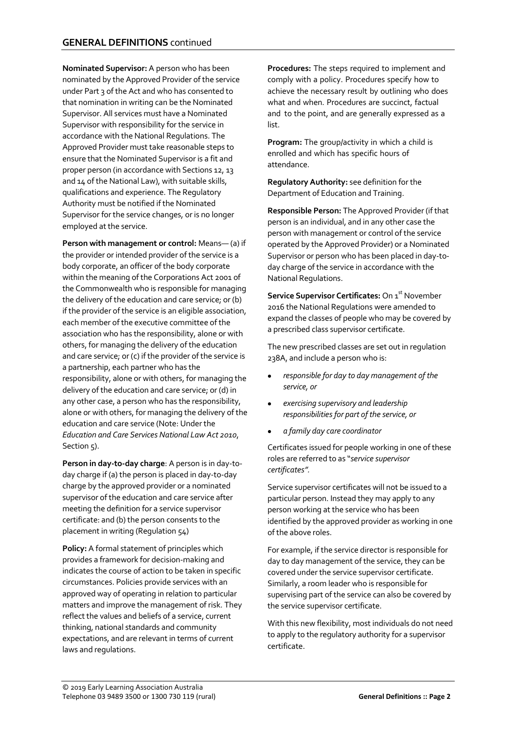## GENERAL DEFINITIONS continued

**Nominated Supervisor:** A person who has been nominated by the Approved Provider of the service under Part 3 of the Act and who has consented to that nomination in writing can be the Nominated Supervisor. All services must have a Nominated Supervisor with responsibility for the service in accordance with the National Regulations. The Approved Provider must take reasonable steps to ensure that the Nominated Supervisor is a fit and proper person (in accordance with Sections 12, 13 and 14 of the National Law), with suitable skills, qualifications and experience. The Regulatory Authority must be notified if the Nominated Supervisor for the service changes, or is no longer employed at the service.

**Person with management or control:** Means— (a) if the provider or intended provider of the service is a body corporate, an officer of the body corporate within the meaning of the Corporations Act 2001 of the Commonwealth who is responsible for managing the delivery of the education and care service; or (b) if the provider of the service is an eligible association, each member of the executive committee of the association who has the responsibility, alone or with others, for managing the delivery of the education and care service; or (c) if the provider of the service is a partnership, each partner who has the responsibility, alone or with others, for managing the delivery of the education and care service; or (d) in any other case, a person who has the responsibility, alone or with others, for managing the delivery of the education and care service (Note: Under the *Education and Care Services National Law Act 2010*, Section 5).

**Person in day-to-day charge**: A person is in day-to-day charge if (a) the person is placed in day-to-day charge by the approved provider or a nominated supervisor of the education and care service after meeting the definition for a service supervisor certificate: and (b) the person consents to the placement in writing (Regulation 54)

**Policy:** A formal statement of principles which provides a framework for decision-making and indicates the course of action to be taken in specific circumstances. Policies provide services with an approved way of operating in relation to particular matters and improve the management of risk. They reflect the values and beliefs of a service, current thinking, national standards and community expectations, and are relevant in terms of current laws and regulations.

**Procedures:** The steps required to implement and comply with a policy. Procedures specify how to achieve the necessary result by outlining who does what and when. Procedures are succinct, factual and to the point, and are generally expressed as a list.

**Program:** The group/activity in which a child is enrolled and which has specific hours of attendance.

**Regulatory Authority:** see definition for the Department of Education and Training.

**Responsible Person:** The Approved Provider (if that person is an individual, and in any other case the person with management or control of the service operated by the Approved Provider) or a Nominated Supervisor or person who has been placed in day-to-day charge of the service in accordance with the National Regulations.

**Service Supervisor Certificates:** On 1st November 2016 the National Regulations were amended to expand the classes of people who may be covered by a prescribed class supervisor certificate.

The new prescribed classes are set out in regulation 238A, and include a person who is:

- *responsible for day to day management of the service, or*
- *exercising supervisory and leadership responsibilities for part of the service, or*
- *a family day care coordinator*

Certificates issued for people working in one of these roles are referred to as "*service supervisor certificates".*

Service supervisor certificates will not be issued to a particular person. Instead they may apply to any person working at the service who has been identified by the approved provider as working in one of the above roles.

For example, if the service director is responsible for day to day management of the service, they can be covered under the service supervisor certificate. Similarly, a room leader who is responsible for supervising part of the service can also be covered by the service supervisor certificate.

With this new flexibility, most individuals do not need to apply to the regulatory authority for a supervisor certificate.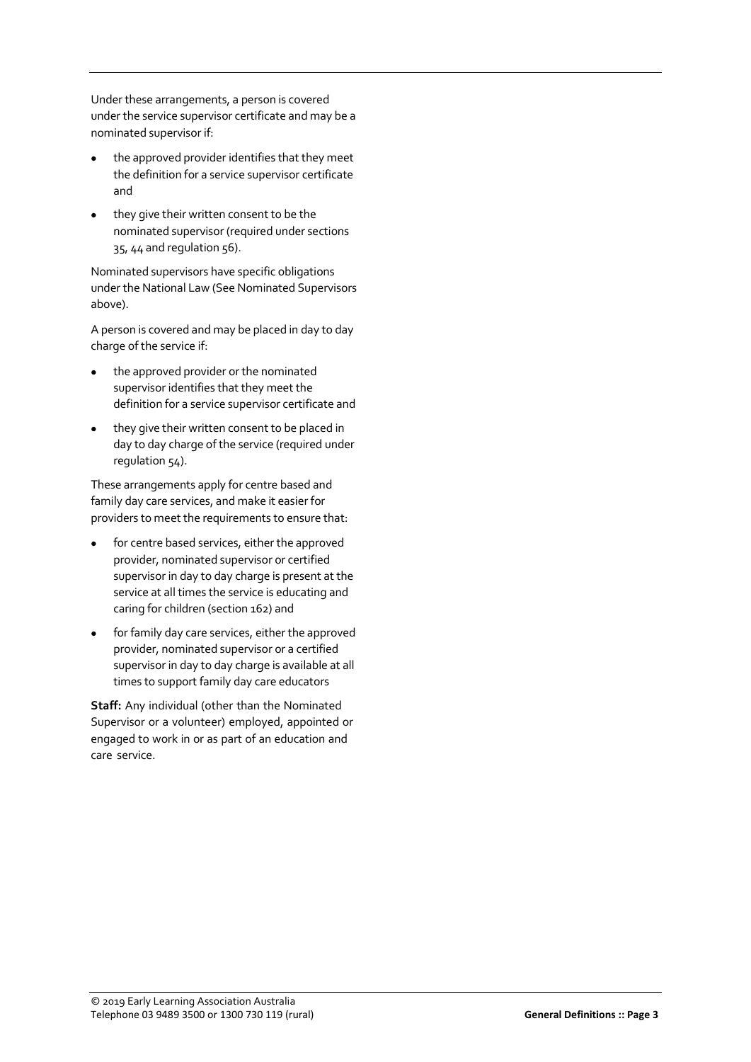Under these arrangements, a person is covered under the service supervisor certificate and may be a nominated supervisor if:

- the approved provider identifies that they meet the definition for a service supervisor certificate and
- they give their written consent to be the nominated supervisor (required under sections 35, 44 and regulation 56).

Nominated supervisors have specific obligations under the National Law (See Nominated Supervisors above).

A person is covered and may be placed in day to day charge of the service if:

- the approved provider or the nominated supervisor identifies that they meet the definition for a service supervisor certificate and
- they give their written consent to be placed in day to day charge of the service (required under regulation 54).

These arrangements apply for centre based and family day care services, and make it easier for providers to meet the requirements to ensure that:

- for centre based services, either the approved provider, nominated supervisor or certified supervisor in day to day charge is present at the service at all times the service is educating and caring for children (section 162) and
- for family day care services, either the approved provider, nominated supervisor or a certified supervisor in day to day charge is available at all times to support family day care educators

**Staff:** Any individual (other than the Nominated Supervisor or a volunteer) employed, appointed or engaged to work in or as part of an education and care service.